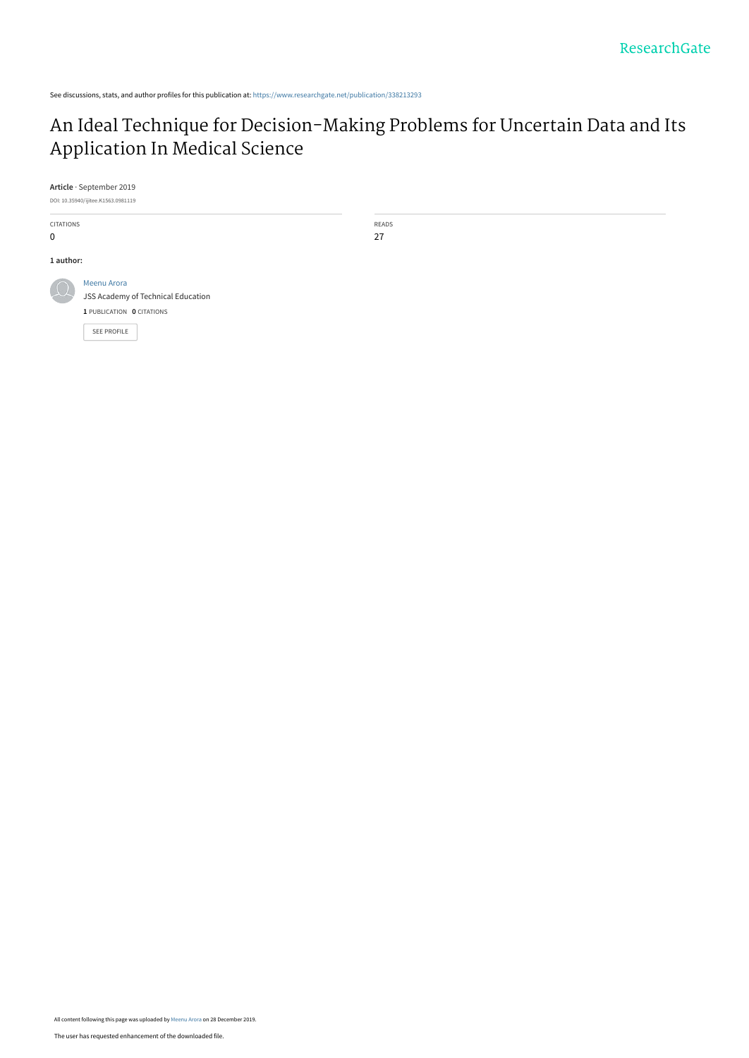See discussions, stats, and author profiles for this publication at: https://www.researchgate.net/publication/338213293

# An Ideal Technique for Decision-Making Problems for Uncertain Data and Its Application In Medical Science

**Article** · September 2019

DOI: 10.35940/ijitee.K1563.0981119

| CITATIONS | READS |
| --- | --- |
| 0 | 27 |

**1 author:**

Meenu Arora
JSS Academy of Technical Education
**1** PUBLICATION **0** CITATIONS

SEE PROFILE

All content following this page was uploaded by Meenu Arora on 28 December 2019.

The user has requested enhancement of the downloaded file.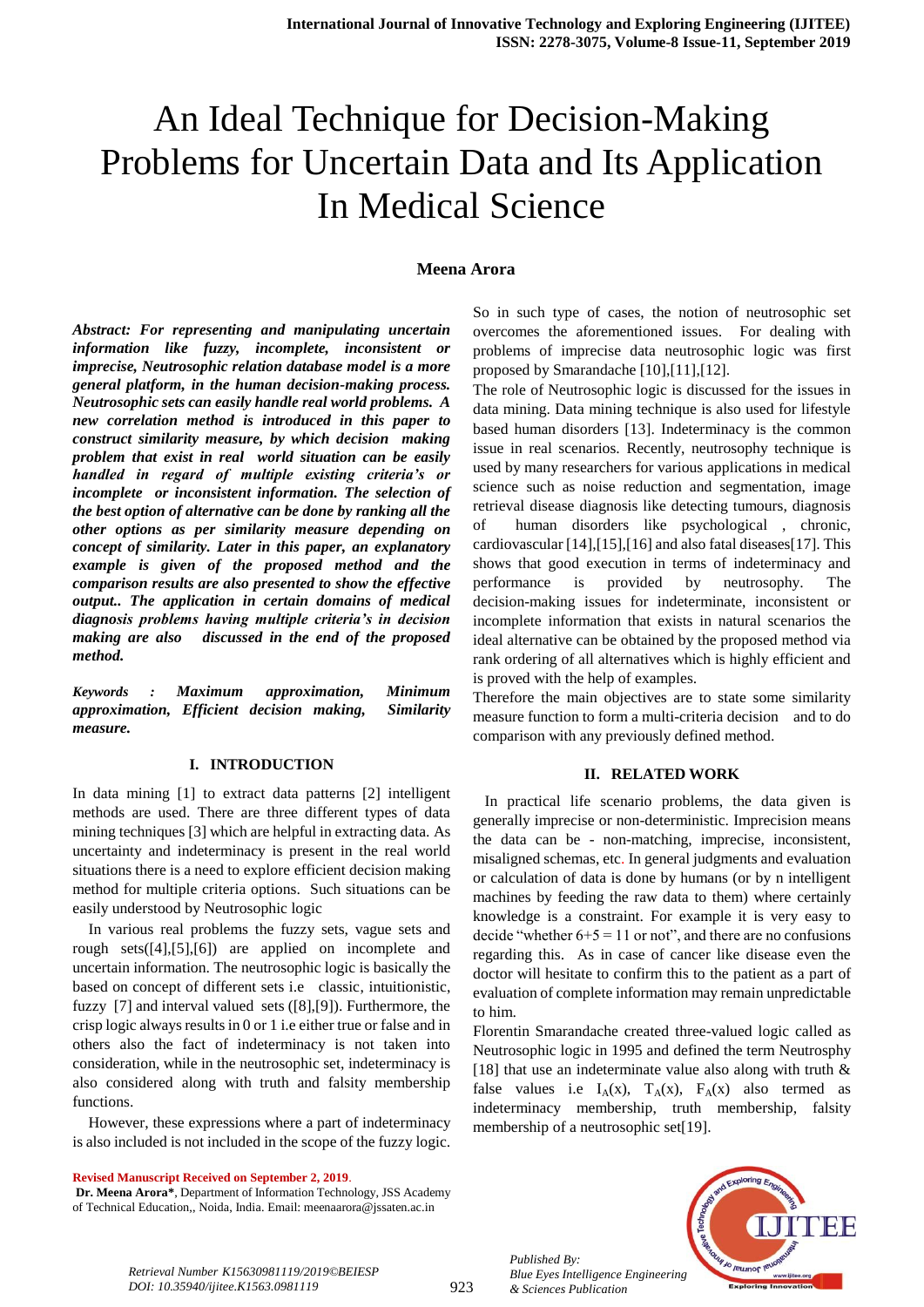# An Ideal Technique for Decision-Making Problems for Uncertain Data and Its Application In Medical Science

**Meena Arora**

***Abstract: For representing and manipulating uncertain information like fuzzy, incomplete, inconsistent or imprecise, Neutrosophic relation database model is a more general platform, in the human decision-making process. Neutrosophic sets can easily handle real world problems. A new correlation method is introduced in this paper to construct similarity measure, by which decision making problem that exist in real world situation can be easily handled in regard of multiple existing criteria's or incomplete or inconsistent information. The selection of the best option of alternative can be done by ranking all the other options as per similarity measure depending on concept of similarity. Later in this paper, an explanatory example is given of the proposed method and the comparison results are also presented to show the effective output.. The application in certain domains of medical diagnosis problems having multiple criteria's in decision making are also discussed in the end of the proposed method.***

***Keywords : Maximum approximation, Minimum approximation, Efficient decision making, Similarity measure.***

## I. INTRODUCTION

In data mining [1] to extract data patterns [2] intelligent methods are used. There are three different types of data mining techniques [3] which are helpful in extracting data. As uncertainty and indeterminacy is present in the real world situations there is a need to explore efficient decision making method for multiple criteria options. Such situations can be easily understood by Neutrosophic logic

In various real problems the fuzzy sets, vague sets and rough sets([4],[5],[6]) are applied on incomplete and uncertain information. The neutrosophic logic is basically the based on concept of different sets i.e classic, intuitionistic, fuzzy [7] and interval valued sets ([8],[9]). Furthermore, the crisp logic always results in 0 or 1 i.e either true or false and in others also the fact of indeterminacy is not taken into consideration, while in the neutrosophic set, indeterminacy is also considered along with truth and falsity membership functions.

However, these expressions where a part of indeterminacy is also included is not included in the scope of the fuzzy logic.

So in such type of cases, the notion of neutrosophic set overcomes the aforementioned issues. For dealing with problems of imprecise data neutrosophic logic was first proposed by Smarandache [10],[11],[12].

The role of Neutrosophic logic is discussed for the issues in data mining. Data mining technique is also used for lifestyle based human disorders [13]. Indeterminacy is the common issue in real scenarios. Recently, neutrosophy technique is used by many researchers for various applications in medical science such as noise reduction and segmentation, image retrieval disease diagnosis like detecting tumours, diagnosis of human disorders like psychological , chronic, cardiovascular [14],[15],[16] and also fatal diseases[17]. This shows that good execution in terms of indeterminacy and performance is provided by neutrosophy. The decision-making issues for indeterminate, inconsistent or incomplete information that exists in natural scenarios the ideal alternative can be obtained by the proposed method via rank ordering of all alternatives which is highly efficient and is proved with the help of examples.

Therefore the main objectives are to state some similarity measure function to form a multi-criteria decision and to do comparison with any previously defined method.

## II. RELATED WORK

In practical life scenario problems, the data given is generally imprecise or non-deterministic. Imprecision means the data can be - non-matching, imprecise, inconsistent, misaligned schemas, etc. In general judgments and evaluation or calculation of data is done by humans (or by n intelligent machines by feeding the raw data to them) where certainly knowledge is a constraint. For example it is very easy to decide "whether 6+5 = 11 or not", and there are no confusions regarding this. As in case of cancer like disease even the doctor will hesitate to confirm this to the patient as a part of evaluation of complete information may remain unpredictable to him.

Florentin Smarandache created three-valued logic called as Neutrosophic logic in 1995 and defined the term Neutrosphy [18] that use an indeterminate value also along with truth & false values i.e $I_A(x)$, $T_A(x)$, $F_A(x)$ also termed as indeterminacy membership, truth membership, falsity membership of a neutrosophic set[19].

**Revised Manuscript Received on September 2, 2019.**

**Dr. Meena Arora\***, Department of Information Technology, JSS Academy of Technical Education,, Noida, India. Email: meenaarora@jssaten.ac.in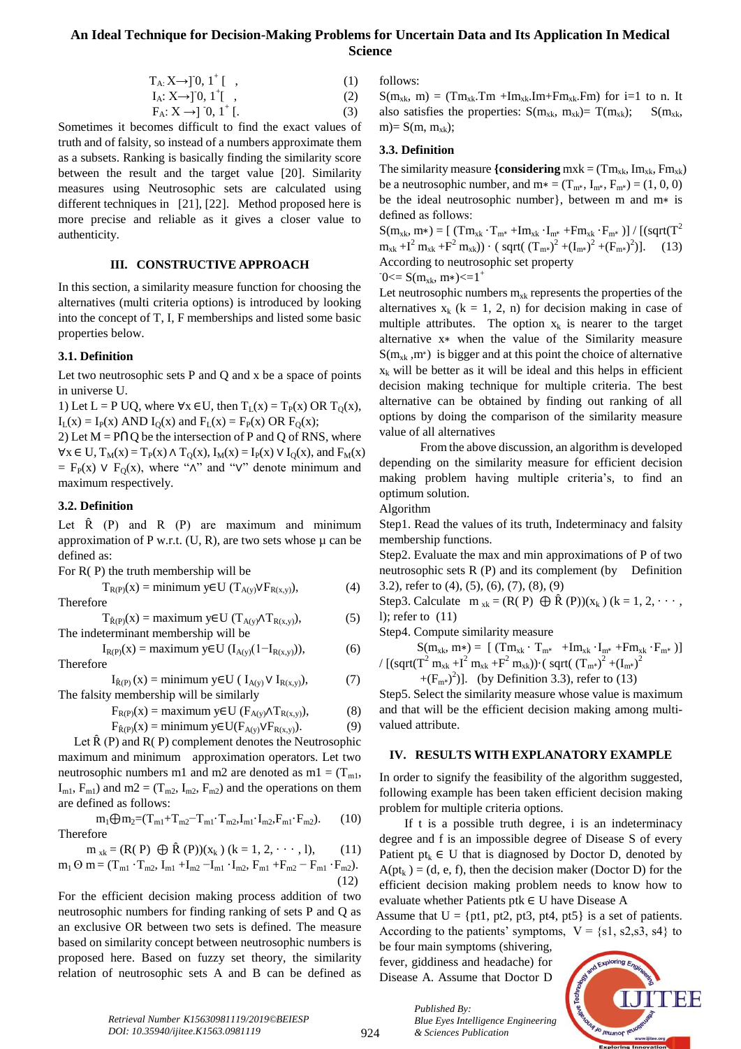$$T_A: X \rightarrow ]^-0, 1^+[ \quad (1)$$
$$I_A: X \rightarrow ]^-0, 1^+[ \quad (2)$$
$$F_A: X \rightarrow ]^-0, 1^+[. \quad (3)$$

Sometimes it becomes difficult to find the exact values of truth and of falsity, so instead of a numbers approximate them as a subsets. Ranking is basically finding the similarity score between the result and the target value [20]. Similarity measures using Neutrosophic sets are calculated using different techniques in [21], [22]. Method proposed here is more precise and reliable as it gives a closer value to authenticity.

## III. CONSTRUCTIVE APPROACH

In this section, a similarity measure function for choosing the alternatives (multi criteria options) is introduced by looking into the concept of T, I, F memberships and listed some basic properties below.

### 3.1. Definition

Let two neutrosophic sets P and Q and x be a space of points in universe U.

1) Let $L = P \cup Q$, where $\forall x \in U$, then $T_L(x) = T_P(x)$ OR $T_Q(x)$, $I_L(x) = I_P(x)$ AND $I_Q(x)$ and $F_L(x) = F_P(x)$ OR $F_Q(x)$;

2) Let $M = P \cap Q$ be the intersection of P and Q of RNS, where $\forall x \in U$, $T_M(x) = T_P(x) \wedge T_Q(x)$, $I_M(x) = I_P(x) \vee I_Q(x)$, and $F_M(x) = F_P(x) \vee F_Q(x)$, where "$\wedge$" and "$\vee$" denote minimum and maximum respectively.

### 3.2. Definition

Let $\hat{R}$ (P) and R (P) are maximum and minimum approximation of P w.r.t. (U, R), are two sets whose μ can be defined as:

For R( P) the truth membership will be

$$T_{R(P)}(x) = \text{minimum } y \in U\, (T_{A(y)} \vee F_{R(x,y)}), \quad (4)$$

Therefore

$$T_{\hat{R}(P)}(x) = \text{maximum } y \in U\, (T_{A(y)} \wedge T_{R(x,y)}), \quad (5)$$

The indeterminant membership will be

$$I_{R(P)}(x) = \text{maximum } y \in U\, (I_{A(y)}(1 - I_{R(x,y)})), \quad (6)$$

Therefore

$$I_{\hat{R}(P)}(x) = \text{minimum } y \in U\, (I_{A(y)} \vee I_{R(x,y)}), \quad (7)$$

The falsity membership will be similarly

$$F_{R(P)}(x) = \text{maximum } y \in U\, (F_{A(y)} \wedge T_{R(x,y)}), \quad (8)$$

$$F_{\hat{R}(P)}(x) = \text{minimum } y \in U (F_{A(y)} \vee F_{R(x,y)}). \quad (9)$$

Let $\hat{R}$ (P) and R( P) complement denotes the Neutrosophic maximum and minimum approximation operators. Let two neutrosophic numbers m1 and m2 are denoted as $m1 = (T_{m1}, I_{m1}, F_{m1})$ and $m2 = (T_{m2}, I_{m2}, F_{m2})$ and the operations on them are defined as follows:

$$m_1 \oplus m_2 = (T_{m1} + T_{m2} - T_{m1} \cdot T_{m2}, I_{m1} \cdot I_{m2}, F_{m1} \cdot F_{m2}). \quad (10)$$

Therefore

$$m_{xk} = (R(P) \oplus \hat{R}(P))(x_k)\ (k = 1, 2, \cdots, l), \quad (11)$$

$$m_1 \odot m = (T_{m1} \cdot T_{m2}, I_{m1} + I_{m2} - I_{m1} \cdot I_{m2}, F_{m1} + F_{m2} - F_{m1} \cdot F_{m2}). \quad (12)$$

For the efficient decision making process addition of two neutrosophic numbers for finding ranking of sets P and Q as an exclusive OR between two sets is defined. The measure based on similarity concept between neutrosophic numbers is proposed here. Based on fuzzy set theory, the similarity relation of neutrosophic sets A and B can be defined as follows:

$S(m_{xk}, m) = (Tm_{xk}.Tm + Im_{xk}.Im + Fm_{xk}.Fm)$ for i=1 to n. It also satisfies the properties: $S(m_{xk}, m_{xk}) = T(m_{xk})$; $S(m_{xk}, m) = S(m, m_{xk})$;

### 3.3. Definition

The similarity measure **{considering** $m_{xk} = (Tm_{xk}, Im_{xk}, Fm_{xk})$ be a neutrosophic number, and $m* = (T_{m*}, I_{m*}, F_{m*}) = (1, 0, 0)$ be the ideal neutrosophic number}, between m and m∗ is defined as follows:

$$S(m_{xk}, m*) = [\,(Tm_{xk} \cdot T_{m*} + Im_{xk} \cdot I_{m*} + Fm_{xk} \cdot F_{m*})\,] / [(\text{sqrt}(T^2 m_{xk} + I^2 m_{xk} + F^2 m_{xk})) \cdot (\text{sqrt}((T_{m*})^2 + (I_{m*})^2 + (F_{m*})^2)]. \quad (13)$$

According to neutrosophic set property

$^-0 <= S(m_{xk}, m*) <= 1^+$

Let neutrosophic numbers $m_{xk}$ represents the properties of the alternatives $x_k$ (k = 1, 2, n) for decision making in case of multiple attributes. The option $x_k$ is nearer to the target alternative x∗ when the value of the Similarity measure $S(m_{xk}, m*)$ is bigger and at this point the choice of alternative $x_k$ will be better as it will be ideal and this helps in efficient decision making technique for multiple criteria. The best alternative can be obtained by finding out ranking of all options by doing the comparison of the similarity measure value of all alternatives

From the above discussion, an algorithm is developed depending on the similarity measure for efficient decision making problem having multiple criteria's, to find an optimum solution.

Algorithm

Step1. Read the values of its truth, Indeterminacy and falsity membership functions.

Step2. Evaluate the max and min approximations of P of two neutrosophic sets R (P) and its complement (by Definition 3.2), refer to (4), (5), (6), (7), (8), (9)

Step3. Calculate $m_{xk} = (R(P) \oplus \hat{R}(P))(x_k)$ (k = 1, 2, · · · , l); refer to (11)

Step4. Compute similarity measure

$S(m_{xk}, m*) = [\,(Tm_{xk} \cdot T_{m*} + Im_{xk} \cdot I_{m*} + Fm_{xk} \cdot F_{m*})\,] / [(\text{sqrt}(T^2 m_{xk} + I^2 m_{xk} + F^2 m_{xk})) \cdot (\text{sqrt}((T_{m*})^2 + (I_{m*})^2 + (F_{m*})^2)]$. (by Definition 3.3), refer to (13)

Step5. Select the similarity measure whose value is maximum and that will be the efficient decision making among multi-valued attribute.

## IV. RESULTS WITH EXPLANATORY EXAMPLE

In order to signify the feasibility of the algorithm suggested, following example has been taken efficient decision making problem for multiple criteria options.

If t is a possible truth degree, i is an indeterminacy degree and f is an impossible degree of Disease S of every Patient $pt_k \in U$ that is diagnosed by Doctor D, denoted by $A(pt_k) = (d, e, f)$, then the decision maker (Doctor D) for the efficient decision making problem needs to know how to evaluate whether Patients ptk ∈ U have Disease A

Assume that U = {pt1, pt2, pt3, pt4, pt5} is a set of patients. According to the patients' symptoms, V = {s1, s2,s3, s4} to be four main symptoms (shivering, fever, giddiness and headache) for Disease A. Assume that Doctor D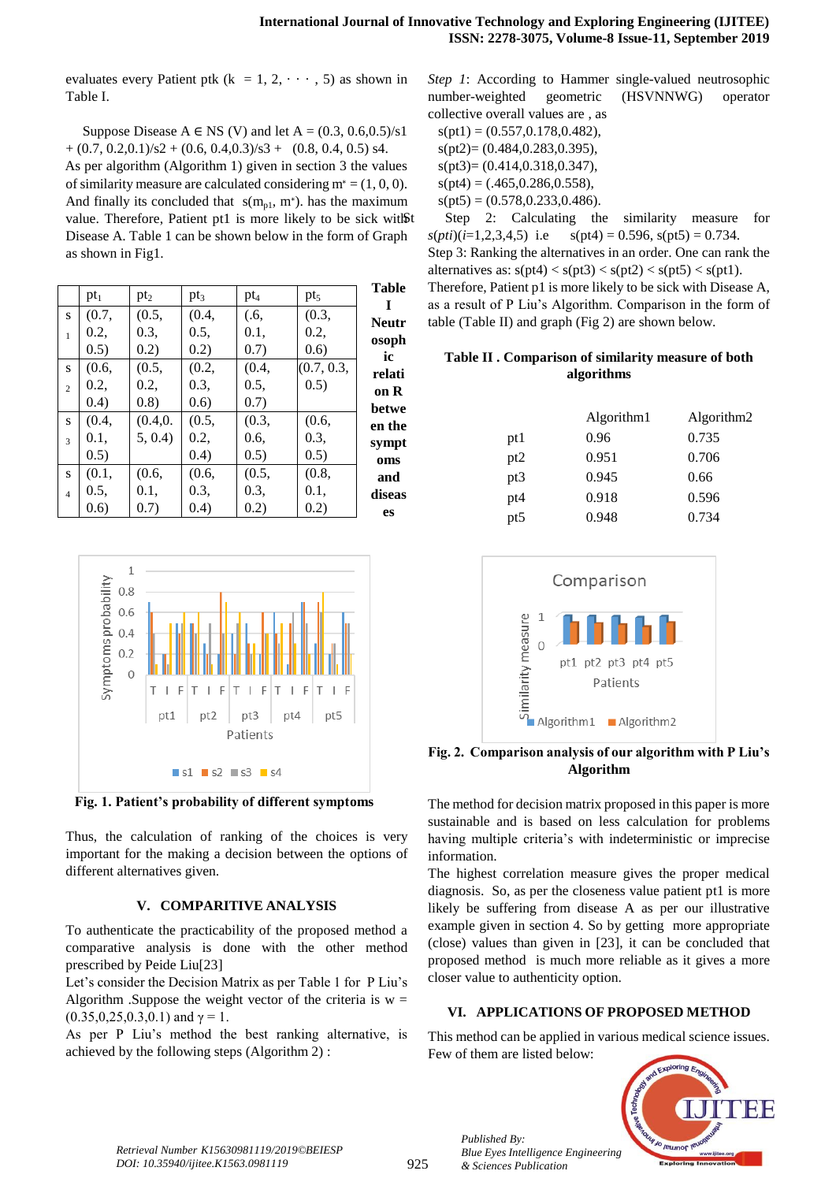evaluates every Patient ptk (k = 1, 2, · · · , 5) as shown in Table I.

Suppose Disease A ∈ NS (V) and let A = (0.3, 0.6,0.5)/s1 + (0.7, 0.2,0.1)/s2 + (0.6, 0.4,0.3)/s3 + (0.8, 0.4, 0.5) s4. As per algorithm (Algorithm 1) given in section 3 the values of similarity measure are calculated considering $m^* = (1, 0, 0)$. And finally its concluded that $s(m_{p1}, m^*)$. has the maximum value. Therefore, Patient pt1 is more likely to be sick with St Disease A. Table 1 can be shown below in the form of Graph as shown in Fig1.

**Table I Neutrosophic relation R between the symptoms and diseases**

| | $pt_1$ | $pt_2$ | $pt_3$ | $pt_4$ | $pt_5$ |
|---|---|---|---|---|---|
| $s_1$ | (0.7, 0.2, 0.5) | (0.5, 0.3, 0.2) | (0.4, 0.5, 0.2) | (.6, 0.1, 0.7) | (0.3, 0.2, 0.6) |
| $s_2$ | (0.6, 0.2, 0.4) | (0.5, 0.2, 0.8) | (0.2, 0.3, 0.6) | (0.4, 0.5, 0.7) | (0.7, 0.3, 0.5) |
| $s_3$ | (0.4, 0.1, 0.5) | (0.4,0.5, 0.4) | (0.5, 0.2, 0.4) | (0.3, 0.6, 0.5) | (0.6, 0.3, 0.5) |
| $s_4$ | (0.1, 0.5, 0.6) | (0.6, 0.1, 0.7) | (0.6, 0.3, 0.4) | (0.5, 0.3, 0.2) | (0.8, 0.1, 0.2) |

**Fig. 1. Patient's probability of different symptoms**

Thus, the calculation of ranking of the choices is very important for the making a decision between the options of different alternatives given.

## V. COMPARITIVE ANALYSIS

To authenticate the practicability of the proposed method a comparative analysis is done with the other method prescribed by Peide Liu[23]

Let's consider the Decision Matrix as per Table 1 for P Liu's Algorithm .Suppose the weight vector of the criteria is w = (0.35,0,25,0.3,0.1) and γ = 1.

As per P Liu's method the best ranking alternative, is achieved by the following steps (Algorithm 2) :

*Step 1*: According to Hammer single-valued neutrosophic number-weighted geometric (HSVNNWG) operator collective overall values are , as

s(pt1) = (0.557,0.178,0.482),
s(pt2)= (0.484,0.283,0.395),
s(pt3)= (0.414,0.318,0.347),
s(pt4) = (.465,0.286,0.558),
s(pt5) = (0.578,0.233,0.486).

Step 2: Calculating the similarity measure for *s*(*pti*)(*i*=1,2,3,4,5) i.e s(pt4) = 0.596, s(pt5) = 0.734.

Step 3: Ranking the alternatives in an order. One can rank the alternatives as: s(pt4) < s(pt3) < s(pt2) < s(pt5) < s(pt1). Therefore, Patient p1 is more likely to be sick with Disease A, as a result of P Liu's Algorithm. Comparison in the form of table (Table II) and graph (Fig 2) are shown below.

**Table II . Comparison of similarity measure of both algorithms**

| | Algorithm1 | Algorithm2 |
|---|---|---|
| pt1 | 0.96 | 0.735 |
| pt2 | 0.951 | 0.706 |
| pt3 | 0.945 | 0.66 |
| pt4 | 0.918 | 0.596 |
| pt5 | 0.948 | 0.734 |

**Fig. 2. Comparison analysis of our algorithm with P Liu's Algorithm**

The method for decision matrix proposed in this paper is more sustainable and is based on less calculation for problems having multiple criteria's with indeterministic or imprecise information.

The highest correlation measure gives the proper medical diagnosis. So, as per the closeness value patient pt1 is more likely be suffering from disease A as per our illustrative example given in section 4. So by getting more appropriate (close) values than given in [23], it can be concluded that proposed method is much more reliable as it gives a more closer value to authenticity option.

## VI. APPLICATIONS OF PROPOSED METHOD

This method can be applied in various medical science issues. Few of them are listed below: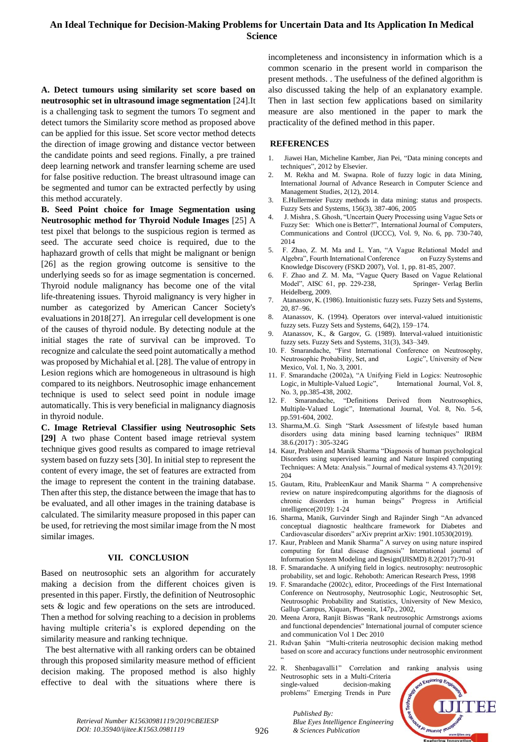**A. Detect tumours using similarity set score based on neutrosophic set in ultrasound image segmentation** [24].It is a challenging task to segment the tumors To segment and detect tumors the Similarity score method as proposed above can be applied for this issue. Set score vector method detects the direction of image growing and distance vector between the candidate points and seed regions. Finally, a pre trained deep learning network and transfer learning scheme are used for false positive reduction. The breast ultrasound image can be segmented and tumor can be extracted perfectly by using this method accurately.

**B. Seed Point choice for Image Segmentation using Neutrosophic method for Thyroid Nodule Images** [25] A test pixel that belongs to the suspicious region is termed as seed. The accurate seed choice is required, due to the haphazard growth of cells that might be malignant or benign [26] as the region growing outcome is sensitive to the underlying seeds so for as image segmentation is concerned. Thyroid nodule malignancy has become one of the vital life-threatening issues. Thyroid malignancy is very higher in number as categorized by American Cancer Society's evaluations in 2018[27]. An irregular cell development is one of the causes of thyroid nodule. By detecting nodule at the initial stages the rate of survival can be improved. To recognize and calculate the seed point automatically a method was proposed by Michahial et al. [28]. The value of entropy in Lesion regions which are homogeneous in ultrasound is high compared to its neighbors. Neutrosophic image enhancement technique is used to select seed point in nodule image automatically. This is very beneficial in malignancy diagnosis in thyroid nodule.

**C. Image Retrieval Classifier using Neutrosophic Sets [29]** A two phase Content based image retrieval system technique gives good results as compared to image retrieval system based on fuzzy sets [30]. In initial step to represent the content of every image, the set of features are extracted from the image to represent the content in the training database. Then after this step, the distance between the image that has to be evaluated, and all other images in the training database is calculated. The similarity measure proposed in this paper can be used, for retrieving the most similar image from the N most similar images.

## VII. CONCLUSION

Based on neutrosophic sets an algorithm for accurately making a decision from the different choices given is presented in this paper. Firstly, the definition of Neutrosophic sets & logic and few operations on the sets are introduced. Then a method for solving reaching to a decision in problems having multiple criteria's is explored depending on the similarity measure and ranking technique.

The best alternative with all ranking orders can be obtained through this proposed similarity measure method of efficient decision making. The proposed method is also highly effective to deal with the situations where there is incompleteness and inconsistency in information which is a common scenario in the present world in comparison the present methods. . The usefulness of the defined algorithm is also discussed taking the help of an explanatory example. Then in last section few applications based on similarity measure are also mentioned in the paper to mark the practicality of the defined method in this paper.

## REFERENCES

1. Jiawei Han, Micheline Kamber, Jian Pei, "Data mining concepts and techniques", 2012 by Elsevier.
2. M. Rekha and M. Swapna. Role of fuzzy logic in data Mining, International Journal of Advance Research in Computer Science and Management Studies, 2(12), 2014.
3. E.Hullermeier Fuzzy methods in data mining: status and prospects. Fuzzy Sets and Systems, 156(3), 387-406, 2005
4. J. Mishra , S. Ghosh, "Uncertain Query Processing using Vague Sets or Fuzzy Set: Which one is Better?", International Journal of Computers, Communications and Control (IJCCC), Vol. 9, No. 6, pp. 730-740, 2014
5. F. Zhao, Z. M. Ma and L. Yan, "A Vague Relational Model and Algebra", Fourth International Conference on Fuzzy Systems and Knowledge Discovery (FSKD 2007), Vol. 1, pp. 81-85, 2007.
6. F. Zhao and Z. M. Ma, "Vague Query Based on Vague Relational Model", AISC 61, pp. 229-238, Springer- Verlag Berlin Heidelberg, 2009.
7. Atanassov, K. (1986). Intuitionistic fuzzy sets. Fuzzy Sets and Systems, 20, 87–96.
8. Atanassov, K. (1994). Operators over interval-valued intuitionistic fuzzy sets. Fuzzy Sets and Systems, 64(2), 159–174.
9. Atanassov, K., & Gargov, G. (1989). Interval-valued intuitionistic fuzzy sets. Fuzzy Sets and Systems, 31(3), 343–349.
10. F. Smarandache, "First International Conference on Neutrosophy, Neutrosophic Probability, Set, and Logic", University of New Mexico, Vol. 1, No. 3, 2001.
11. F. Smarandache (2002a), "A Unifying Field in Logics: Neutrosophic Logic, in Multiple-Valued Logic", International Journal, Vol. 8, No. 3, pp.385-438, 2002.
12. F. Smarandache, "Definitions Derived from Neutrosophics, Multiple-Valued Logic", International Journal, Vol. 8, No. 5-6, pp.591-604, 2002.
13. Sharma,M..G. Singh "Stark Assessment of lifestyle based human disorders using data mining based learning techniques" IRBM 38.6.(2017) : 305-324G
14. Kaur, Prableen and Manik Sharma "Diagnosis of human psychological Disorders using supervised learning and Nature Inspired computing Techniques: A Meta: Analysis." Journal of medical systems 43.7(2019): 204
15. Gautam, Ritu, PrableenKaur and Manik Sharma " A comprehensive review on nature inspiredcomputing algorithms for the diagnosis of chronic disorders in human beings" Progress in Artificial intelligence(2019): 1-24
16. Sharma, Manik, Gurvinder Singh and Rajinder Singh "An advanced conceptual diagnostic healthcare framework for Diabetes and Cardiovascular disorders" arXiv preprint arXiv: 1901.10530(2019).
17. Kaur, Prableen and Manik Sharma" A survey on using nature inspired computing for fatal disease diagnosis" International journal of Information System Modeling and Design(IJISMD) 8.2(2017):70-91
18. F. Smarandache. A unifying field in logics. neutrosophy: neutrosophic probability, set and logic. Rehoboth: American Research Press, 1998
19. F. Smarandache (2002c), editor, Proceedings of the First International Conference on Neutrosophy, Neutrosophic Logic, Neutrosophic Set, Neutrosophic Probability and Statistics, University of New Mexico, Gallup Campus, Xiquan, Phoenix, 147p., 2002,
20. Meena Arora, Ranjit Biswas "Rank neutrosophic Armstrongs axioms and functional dependencies" International journal of computer science and communication Vol 1 Dec 2010
21. Rıdvan Şahin "Multi-criteria neutrosophic decision making method based on score and accuracy functions under neutrosophic environment "
22. R. Shenbagavalli1" Correlation and ranking analysis using Neutrosophic sets in a Multi-Criteria single-valued decision-making problems" Emerging Trends in Pure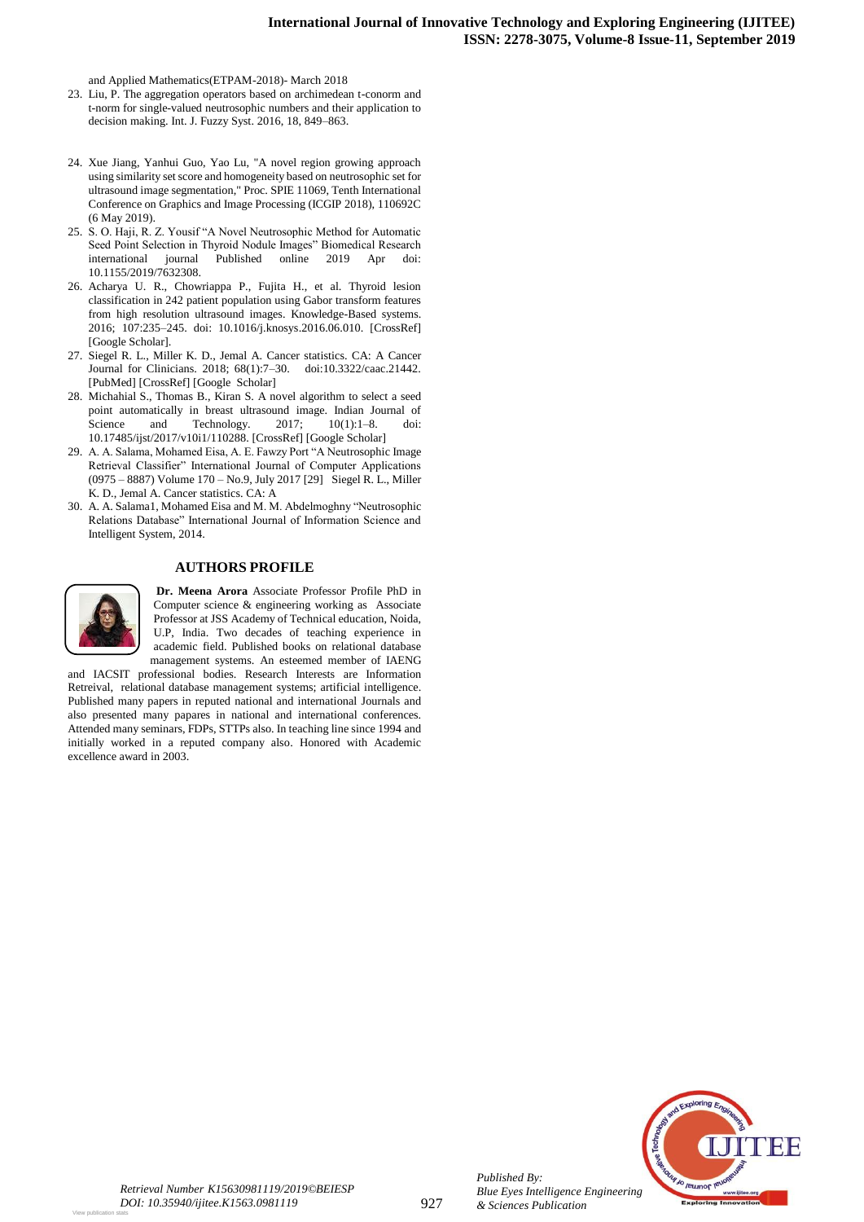and Applied Mathematics(ETPAM-2018)- March 2018

23. Liu, P. The aggregation operators based on archimedean t-conorm and t-norm for single-valued neutrosophic numbers and their application to decision making. Int. J. Fuzzy Syst. 2016, 18, 849–863.
24. Xue Jiang, Yanhui Guo, Yao Lu, "A novel region growing approach using similarity set score and homogeneity based on neutrosophic set for ultrasound image segmentation," Proc. SPIE 11069, Tenth International Conference on Graphics and Image Processing (ICGIP 2018), 110692C (6 May 2019).
25. S. O. Haji, R. Z. Yousif "A Novel Neutrosophic Method for Automatic Seed Point Selection in Thyroid Nodule Images" Biomedical Research international journal Published online 2019 Apr doi: 10.1155/2019/7632308.
26. Acharya U. R., Chowriappa P., Fujita H., et al. Thyroid lesion classification in 242 patient population using Gabor transform features from high resolution ultrasound images. Knowledge-Based systems. 2016; 107:235–245. doi: 10.1016/j.knosys.2016.06.010. [CrossRef] [Google Scholar].
27. Siegel R. L., Miller K. D., Jemal A. Cancer statistics. CA: A Cancer Journal for Clinicians. 2018; 68(1):7–30. doi:10.3322/caac.21442. [PubMed] [CrossRef] [Google Scholar]
28. Michahial S., Thomas B., Kiran S. A novel algorithm to select a seed point automatically in breast ultrasound image. Indian Journal of Science and Technology. 2017; 10(1):1–8. doi: 10.17485/ijst/2017/v10i1/110288. [CrossRef] [Google Scholar]
29. A. A. Salama, Mohamed Eisa, A. E. Fawzy Port "A Neutrosophic Image Retrieval Classifier" International Journal of Computer Applications (0975 – 8887) Volume 170 – No.9, July 2017 [29] Siegel R. L., Miller K. D., Jemal A. Cancer statistics. CA: A
30. A. A. Salama1, Mohamed Eisa and M. M. Abdelmoghny "Neutrosophic Relations Database" International Journal of Information Science and Intelligent System, 2014.

## AUTHORS PROFILE

**Dr. Meena Arora** Associate Professor Profile PhD in Computer science & engineering working as Associate Professor at JSS Academy of Technical education, Noida, U.P, India. Two decades of teaching experience in academic field. Published books on relational database management systems. An esteemed member of IAENG and IACSIT professional bodies. Research Interests are Information Retreival, relational database management systems; artificial intelligence. Published many papers in reputed national and international Journals and also presented many papares in national and international conferences. Attended many seminars, FDPs, STTPs also. In teaching line since 1994 and initially worked in a reputed company also. Honored with Academic excellence award in 2003.